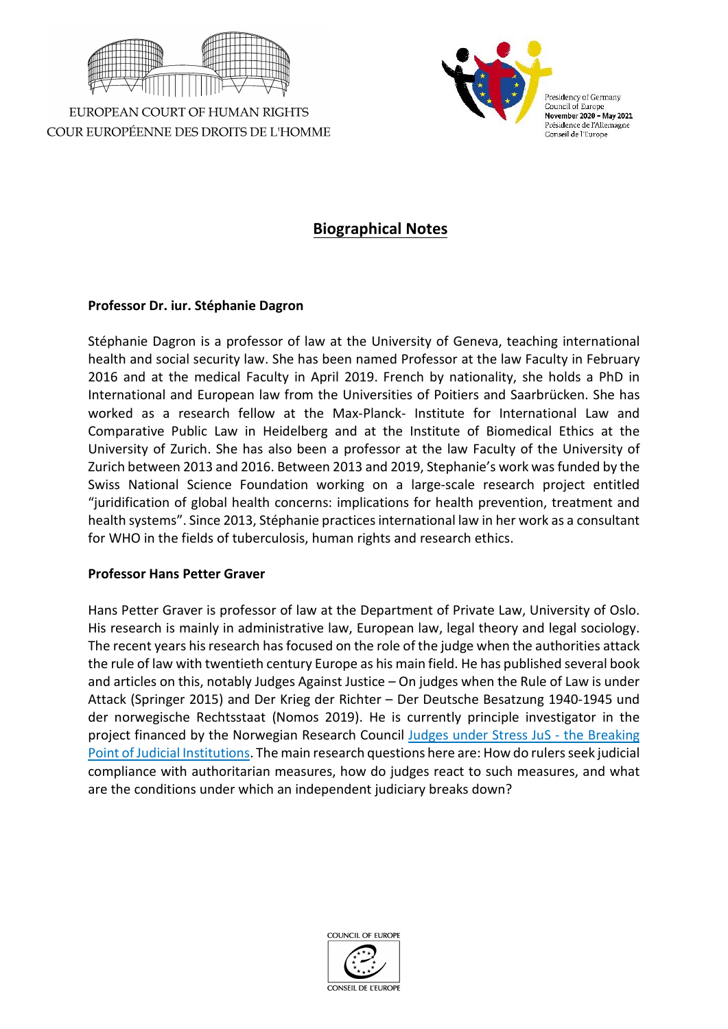EUROPEAN COURT OF HUMAN RIGHTS
COUR EUROPÉENNE DES DROITS DE L'HOMME

Presidency of Germany
Council of Europe
**November 2020 – May 2021**
Présidence de l'Allemagne
Conseil de l'Europe

# Biographical Notes

**Professor Dr. iur. Stéphanie Dagron**

Stéphanie Dagron is a professor of law at the University of Geneva, teaching international health and social security law. She has been named Professor at the law Faculty in February 2016 and at the medical Faculty in April 2019. French by nationality, she holds a PhD in International and European law from the Universities of Poitiers and Saarbrücken. She has worked as a research fellow at the Max-Planck- Institute for International Law and Comparative Public Law in Heidelberg and at the Institute of Biomedical Ethics at the University of Zurich. She has also been a professor at the law Faculty of the University of Zurich between 2013 and 2016. Between 2013 and 2019, Stephanie's work was funded by the Swiss National Science Foundation working on a large-scale research project entitled "juridification of global health concerns: implications for health prevention, treatment and health systems". Since 2013, Stéphanie practices international law in her work as a consultant for WHO in the fields of tuberculosis, human rights and research ethics.

**Professor Hans Petter Graver**

Hans Petter Graver is professor of law at the Department of Private Law, University of Oslo. His research is mainly in administrative law, European law, legal theory and legal sociology. The recent years his research has focused on the role of the judge when the authorities attack the rule of law with twentieth century Europe as his main field. He has published several book and articles on this, notably Judges Against Justice – On judges when the Rule of Law is under Attack (Springer 2015) and Der Krieg der Richter – Der Deutsche Besatzung 1940-1945 und der norwegische Rechtsstaat (Nomos 2019). He is currently principle investigator in the project financed by the Norwegian Research Council Judges under Stress JuS - the Breaking Point of Judicial Institutions. The main research questions here are: How do rulers seek judicial compliance with authoritarian measures, how do judges react to such measures, and what are the conditions under which an independent judiciary breaks down?

COUNCIL OF EUROPE
CONSEIL DE L'EUROPE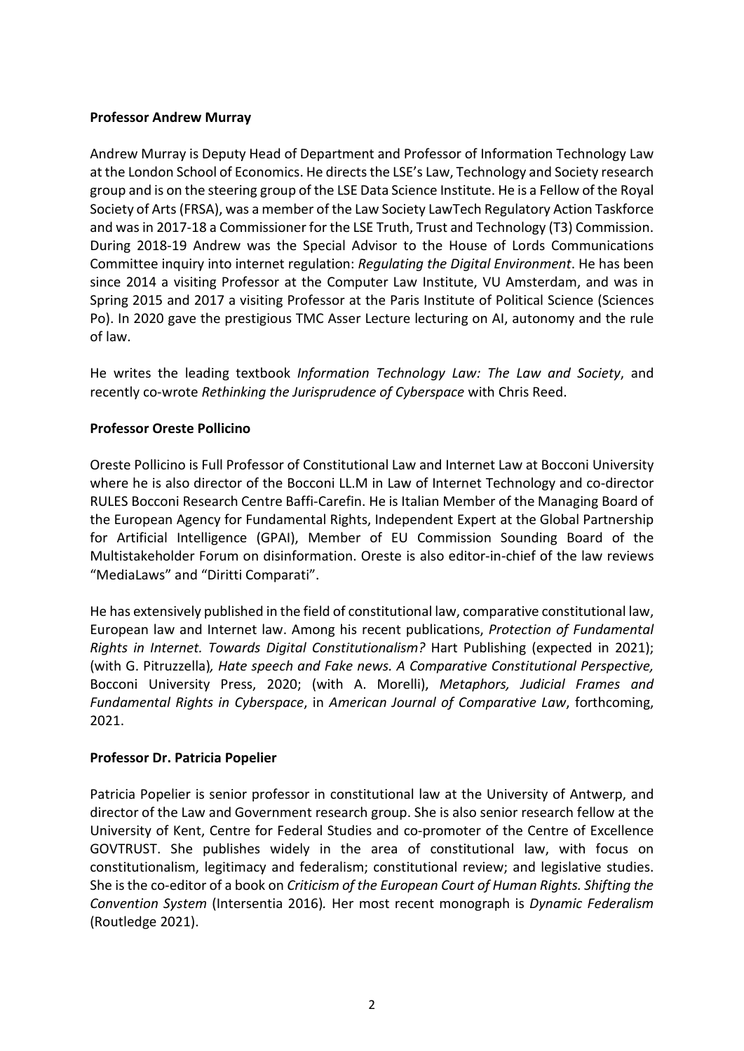**Professor Andrew Murray**

Andrew Murray is Deputy Head of Department and Professor of Information Technology Law at the London School of Economics. He directs the LSE's Law, Technology and Society research group and is on the steering group of the LSE Data Science Institute. He is a Fellow of the Royal Society of Arts (FRSA), was a member of the Law Society LawTech Regulatory Action Taskforce and was in 2017-18 a Commissioner for the LSE Truth, Trust and Technology (T3) Commission. During 2018-19 Andrew was the Special Advisor to the House of Lords Communications Committee inquiry into internet regulation: *Regulating the Digital Environment*. He has been since 2014 a visiting Professor at the Computer Law Institute, VU Amsterdam, and was in Spring 2015 and 2017 a visiting Professor at the Paris Institute of Political Science (Sciences Po). In 2020 gave the prestigious TMC Asser Lecture lecturing on AI, autonomy and the rule of law.

He writes the leading textbook *Information Technology Law: The Law and Society*, and recently co-wrote *Rethinking the Jurisprudence of Cyberspace* with Chris Reed.

**Professor Oreste Pollicino**

Oreste Pollicino is Full Professor of Constitutional Law and Internet Law at Bocconi University where he is also director of the Bocconi LL.M in Law of Internet Technology and co-director RULES Bocconi Research Centre Baffi-Carefin. He is Italian Member of the Managing Board of the European Agency for Fundamental Rights, Independent Expert at the Global Partnership for Artificial Intelligence (GPAI), Member of EU Commission Sounding Board of the Multistakeholder Forum on disinformation. Oreste is also editor-in-chief of the law reviews "MediaLaws" and "Diritti Comparati".

He has extensively published in the field of constitutional law, comparative constitutional law, European law and Internet law. Among his recent publications, *Protection of Fundamental Rights in Internet. Towards Digital Constitutionalism?* Hart Publishing (expected in 2021); (with G. Pitruzzella)*, Hate speech and Fake news. A Comparative Constitutional Perspective,* Bocconi University Press, 2020; (with A. Morelli), *Metaphors, Judicial Frames and Fundamental Rights in Cyberspace*, in *American Journal of Comparative Law*, forthcoming, 2021.

**Professor Dr. Patricia Popelier**

Patricia Popelier is senior professor in constitutional law at the University of Antwerp, and director of the Law and Government research group. She is also senior research fellow at the University of Kent, Centre for Federal Studies and co-promoter of the Centre of Excellence GOVTRUST. She publishes widely in the area of constitutional law, with focus on constitutionalism, legitimacy and federalism; constitutional review; and legislative studies. She is the co-editor of a book on *Criticism of the European Court of Human Rights. Shifting the Convention System* (Intersentia 2016)*.* Her most recent monograph is *Dynamic Federalism* (Routledge 2021).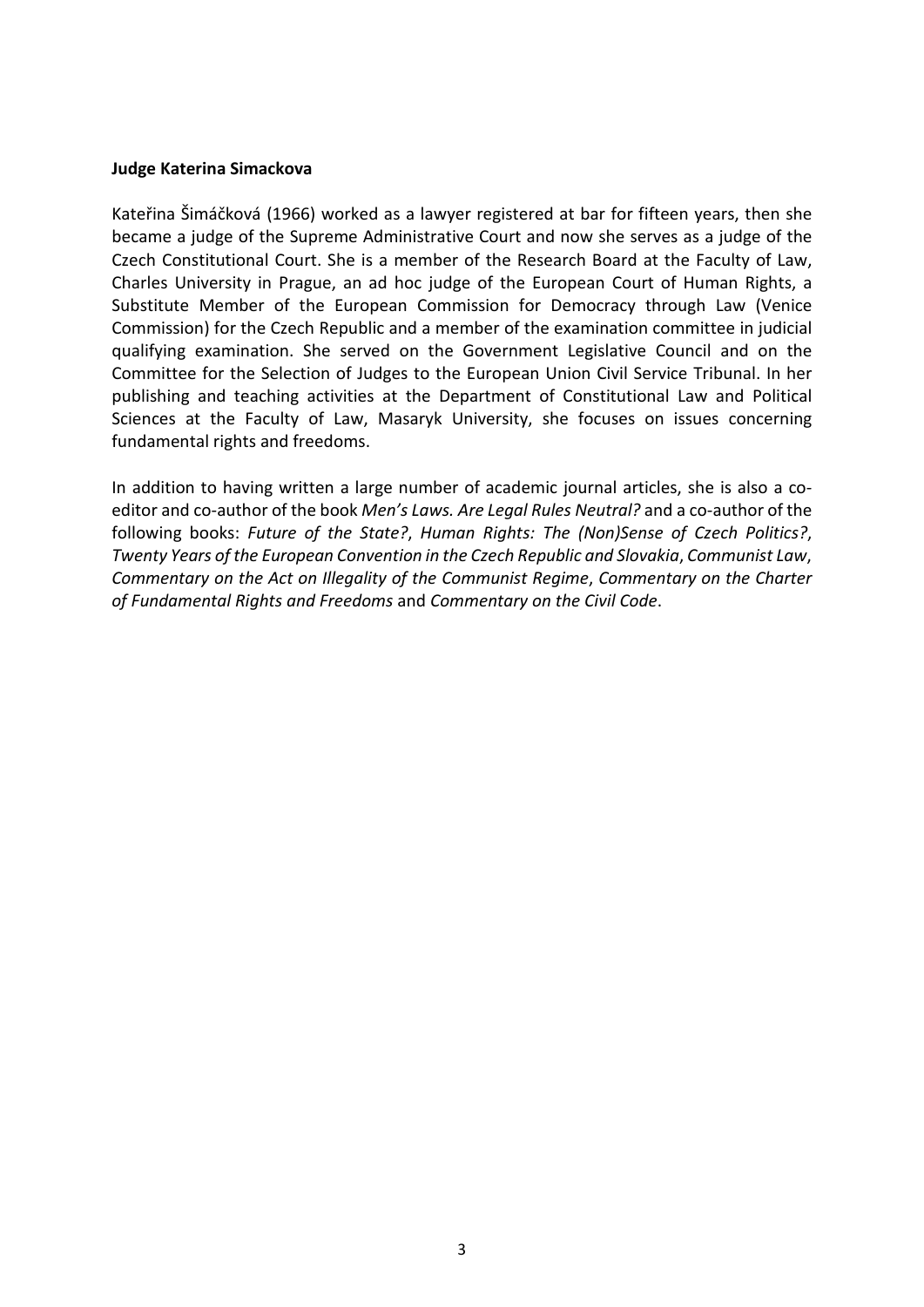**Judge Katerina Simackova**

Kateřina Šimáčková (1966) worked as a lawyer registered at bar for fifteen years, then she became a judge of the Supreme Administrative Court and now she serves as a judge of the Czech Constitutional Court. She is a member of the Research Board at the Faculty of Law, Charles University in Prague, an ad hoc judge of the European Court of Human Rights, a Substitute Member of the European Commission for Democracy through Law (Venice Commission) for the Czech Republic and a member of the examination committee in judicial qualifying examination. She served on the Government Legislative Council and on the Committee for the Selection of Judges to the European Union Civil Service Tribunal. In her publishing and teaching activities at the Department of Constitutional Law and Political Sciences at the Faculty of Law, Masaryk University, she focuses on issues concerning fundamental rights and freedoms.

In addition to having written a large number of academic journal articles, she is also a co-editor and co-author of the book *Men's Laws. Are Legal Rules Neutral?* and a co-author of the following books: *Future of the State?*, *Human Rights: The (Non)Sense of Czech Politics?*, *Twenty Years of the European Convention in the Czech Republic and Slovakia*, *Communist Law*, *Commentary on the Act on Illegality of the Communist Regime*, *Commentary on the Charter of Fundamental Rights and Freedoms* and *Commentary on the Civil Code*.